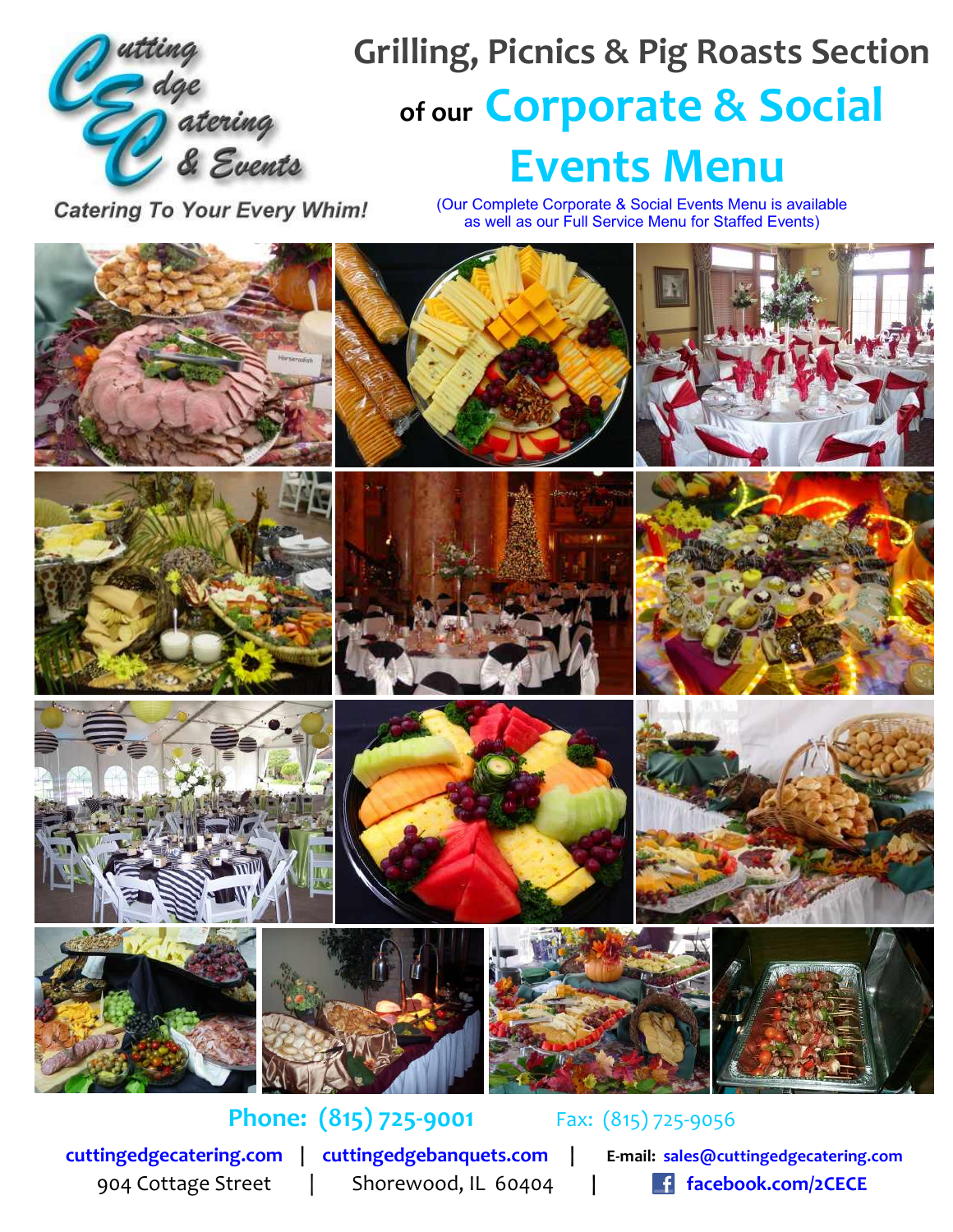Cutting Edge Catering & Events

*Catering To Your Every Whim!*

# Grilling, Picnics & Pig Roasts Section

## of our Corporate & Social Events Menu

(Our Complete Corporate & Social Events Menu is available as well as our Full Service Menu for Staffed Events)

**Phone: (815) 725-9001** Fax: (815) 725-9056

**cuttingedgecatering.com** | **cuttingedgebanquets.com** | **E-mail: sales@cuttingedgecatering.com**

904 Cottage Street | Shorewood, IL 60404 | **facebook.com/2CECE**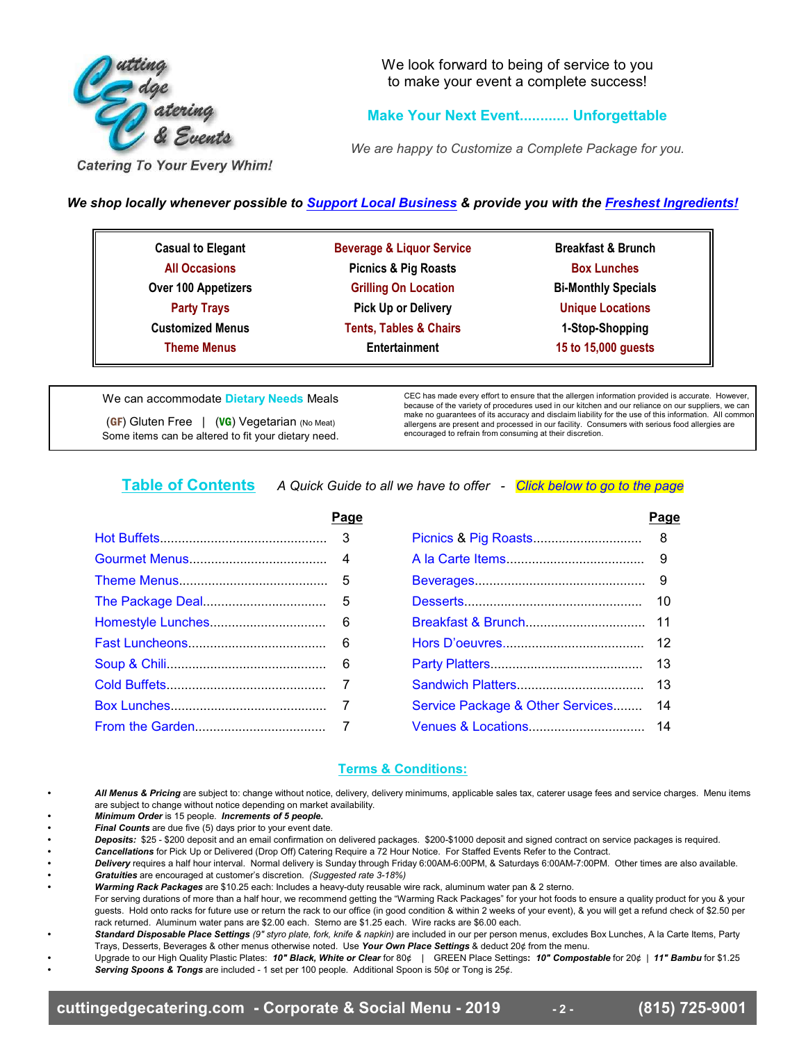Cutting Edge Catering & Events

Catering To Your Every Whim!

We look forward to being of service to you to make your event a complete success!

**Make Your Next Event............ Unforgettable**

*We are happy to Customize a Complete Package for you.*

***We shop locally whenever possible to Support Local Business & provide you with the Freshest Ingredients!***

| | | |
|---|---|---|
| Casual to Elegant | Beverage & Liquor Service | Breakfast & Brunch |
| All Occasions | Picnics & Pig Roasts | Box Lunches |
| Over 100 Appetizers | Grilling On Location | Bi-Monthly Specials |
| Party Trays | Pick Up or Delivery | Unique Locations |
| Customized Menus | Tents, Tables & Chairs | 1-Stop-Shopping |
| Theme Menus | Entertainment | 15 to 15,000 guests |

We can accommodate **Dietary Needs** Meals

(GF) Gluten Free | (VG) Vegetarian (No Meat)

Some items can be altered to fit your dietary need.

CEC has made every effort to ensure that the allergen information provided is accurate. However, because of the variety of procedures used in our kitchen and our reliance on our suppliers, we can make no guarantees of its accuracy and disclaim liability for the use of this information. All common allergens are present and processed in our facility. Consumers with serious food allergies are encouraged to refrain from consuming at their discretion.

## Table of Contents

*A Quick Guide to all we have to offer - Click below to go to the page*

| | Page | | Page |
|---|---|---|---|
| Hot Buffets | 3 | Picnics & Pig Roasts | 8 |
| Gourmet Menus | 4 | A la Carte Items | 9 |
| Theme Menus | 5 | Beverages | 9 |
| The Package Deal | 5 | Desserts | 10 |
| Homestyle Lunches | 6 | Breakfast & Brunch | 11 |
| Fast Luncheons | 6 | Hors D'oeuvres | 12 |
| Soup & Chili | 6 | Party Platters | 13 |
| Cold Buffets | 7 | Sandwich Platters | 13 |
| Box Lunches | 7 | Service Package & Other Services | 14 |
| From the Garden | 7 | Venues & Locations | 14 |

## Terms & Conditions:

- ***All Menus & Pricing*** are subject to: change without notice, delivery, delivery minimums, applicable sales tax, caterer usage fees and service charges. Menu items are subject to change without notice depending on market availability.
- ***Minimum Order*** is 15 people. ***Increments of 5 people.***
- ***Final Counts*** are due five (5) days prior to your event date.
- ***Deposits:*** $25 - $200 deposit and an email confirmation on delivered packages. $200-$1000 deposit and signed contract on service packages is required.
- ***Cancellations*** for Pick Up or Delivered (Drop Off) Catering Require a 72 Hour Notice. For Staffed Events Refer to the Contract.
- ***Delivery*** requires a half hour interval. Normal delivery is Sunday through Friday 6:00AM-6:00PM, & Saturdays 6:00AM-7:00PM. Other times are also available.
- ***Gratuities*** are encouraged at customer's discretion. *(Suggested rate 3-18%)*
- ***Warming Rack Packages*** are $10.25 each: Includes a heavy-duty reusable wire rack, aluminum water pan & 2 sterno.
  For serving durations of more than a half hour, we recommend getting the "Warming Rack Packages" for your hot foods to ensure a quality product for you & your guests. Hold onto racks for future use or return the rack to our office (in good condition & within 2 weeks of your event), & you will get a refund check of $2.50 per rack returned. Aluminum water pans are $2.00 each. Sterno are $1.25 each. Wire racks are $6.00 each.
- ***Standard Disposable Place Settings*** *(9" styro plate, fork, knife & napkin)* are included in our per person menus, excludes Box Lunches, A la Carte Items, Party Trays, Desserts, Beverages & other menus otherwise noted. Use ***Your Own Place Settings*** & deduct 20¢ from the menu.
- Upgrade to our High Quality Plastic Plates: ***10" Black, White or Clear*** for 80¢ | GREEN Place Settings**:** ***10" Compostable*** for 20¢ | ***11" Bambu*** for $1.25
- ***Serving Spoons & Tongs*** are included - 1 set per 100 people. Additional Spoon is 50¢ or Tong is 25¢.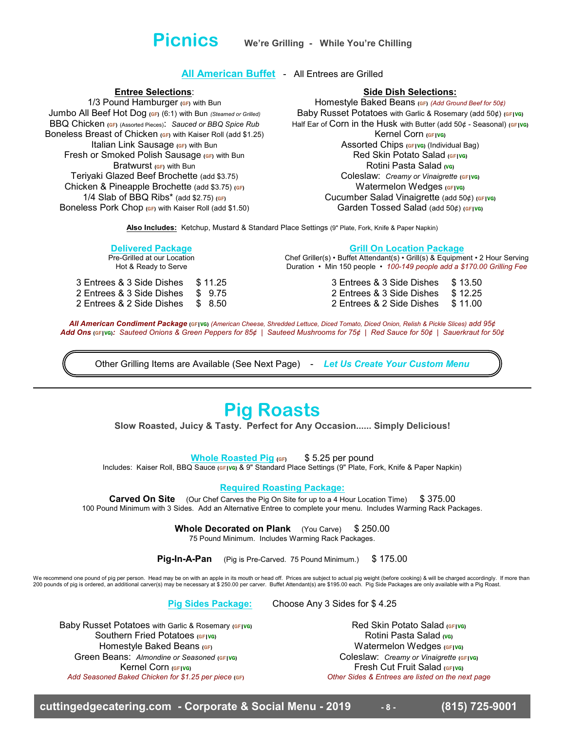# Picnics

**We're Grilling - While You're Chilling**

## All American Buffet - All Entrees are Grilled

**Entree Selections:**

- 1/3 Pound Hamburger (GF) with Bun
- Jumbo All Beef Hot Dog (GF) (6:1) with Bun *(Steamed or Grilled)*
- BBQ Chicken (GF) (Assorted Pieces): *Sauced or BBQ Spice Rub*
- Boneless Breast of Chicken (GF) with Kaiser Roll (add $1.25)
- Italian Link Sausage (GF) with Bun
- Fresh or Smoked Polish Sausage (GF) with Bun
- Bratwurst (GF) with Bun
- Teriyaki Glazed Beef Brochette (add $3.75)
- Chicken & Pineapple Brochette (add $3.75) (GF)
- 1/4 Slab of BBQ Ribs* (add $2.75) (GF)
- Boneless Pork Chop (GF) with Kaiser Roll (add $1.50)

**Side Dish Selections:**

- Homestyle Baked Beans (GF) *(Add Ground Beef for 50¢)*
- Baby Russet Potatoes with Garlic & Rosemary (add 50¢) (GF|VG)
- Half Ear of Corn in the Husk with Butter (add 50¢ - Seasonal) (GF|VG)
- Kernel Corn (GF|VG)
- Assorted Chips (GF|VG) (Individual Bag)
- Red Skin Potato Salad (GF|VG)
- Rotini Pasta Salad (VG)
- Coleslaw: *Creamy or Vinaigrette* (GF|VG)
- Watermelon Wedges (GF|VG)
- Cucumber Salad Vinaigrette (add 50¢) (GF|VG)
- Garden Tossed Salad (add 50¢) (GF|VG)

**Also Includes:** Ketchup, Mustard & Standard Place Settings (9" Plate, Fork, Knife & Paper Napkin)

### Delivered Package

Pre-Grilled at our Location
Hot & Ready to Serve

| | |
|---|---|
| 3 Entrees & 3 Side Dishes | $ 11.25 |
| 2 Entrees & 3 Side Dishes | $ 9.75 |
| 2 Entrees & 2 Side Dishes | $ 8.50 |

### Grill On Location Package

Chef Griller(s) • Buffet Attendant(s) • Grill(s) & Equipment • 2 Hour Serving Duration • Min 150 people • *100-149 people add a $170.00 Grilling Fee*

| | |
|---|---|
| 3 Entrees & 3 Side Dishes | $ 13.50 |
| 2 Entrees & 3 Side Dishes | $ 12.25 |
| 2 Entrees & 2 Side Dishes | $ 11.00 |

***All American Condiment Package*** (GF|VG) *(American Cheese, Shredded Lettuce, Diced Tomato, Diced Onion, Relish & Pickle Slices) add 95¢*

***Add Ons*** (GF|VG)*: Sauteed Onions & Green Peppers for 85¢ | Sauteed Mushrooms for 75¢ | Red Sauce for 50¢ | Sauerkraut for 50¢*

Other Grilling Items are Available (See Next Page) - ***Let Us Create Your Custom Menu***

---

# Pig Roasts

**Slow Roasted, Juicy & Tasty. Perfect for Any Occasion...... Simply Delicious!**

**Whole Roasted Pig** (GF) $ 5.25 per pound

Includes: Kaiser Roll, BBQ Sauce (GF|VG) & 9" Standard Place Settings (9" Plate, Fork, Knife & Paper Napkin)

### Required Roasting Package:

**Carved On Site** (Our Chef Carves the Pig On Site for up to a 4 Hour Location Time) $ 375.00
100 Pound Minimum with 3 Sides. Add an Alternative Entree to complete your menu. Includes Warming Rack Packages.

**Whole Decorated on Plank** (You Carve) $ 250.00
75 Pound Minimum. Includes Warming Rack Packages.

**Pig-In-A-Pan** (Pig is Pre-Carved. 75 Pound Minimum.) $ 175.00

We recommend one pound of pig per person. Head may be on with an apple in its mouth or head off. Prices are subject to actual pig weight (before cooking) & will be charged accordingly. If more than 200 pounds of pig is ordered, an additional carver(s) may be necessary at $ 250.00 per carver. Buffet Attendant(s) are $195.00 each. Pig Side Packages are only available with a Pig Roast.

### Pig Sides Package: Choose Any 3 Sides for $ 4.25

- Baby Russet Potatoes with Garlic & Rosemary (GF|VG)
- Southern Fried Potatoes (GF|VG)
- Homestyle Baked Beans (GF)
- Green Beans: *Almondine or Seasoned* (GF|VG)
- Kernel Corn (GF|VG)
- *Add Seasoned Baked Chicken for $1.25 per piece* (GF)
- Red Skin Potato Salad (GF|VG)
- Rotini Pasta Salad (VG)
- Watermelon Wedges (GF|VG)
- Coleslaw: *Creamy or Vinaigrette* (GF|VG)
- Fresh Cut Fruit Salad (GF|VG)
- *Other Sides & Entrees are listed on the next page*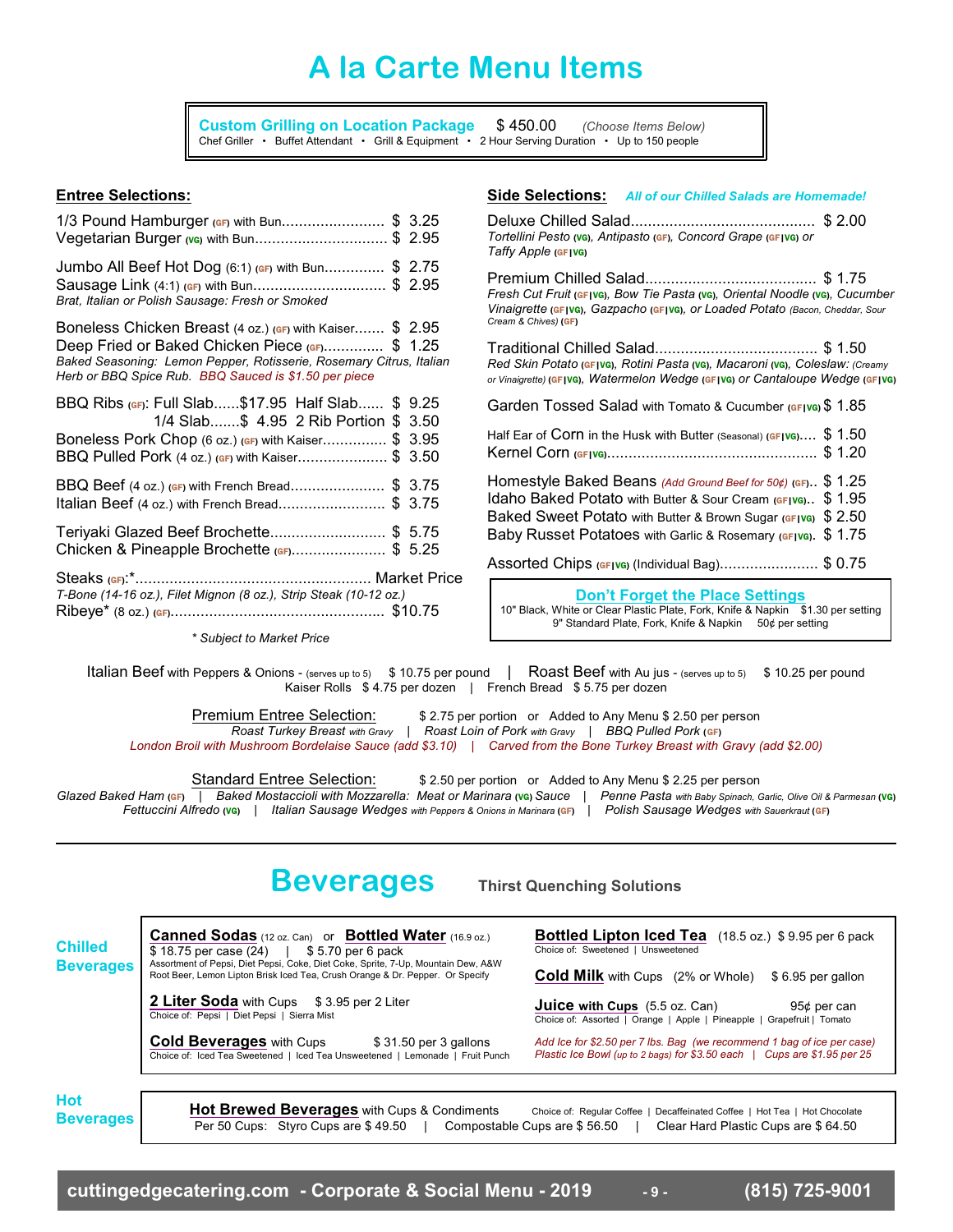# A la Carte Menu Items

**Custom Grilling on Location Package** $ 450.00 *(Choose Items Below)*
Chef Griller • Buffet Attendant • Grill & Equipment • 2 Hour Serving Duration • Up to 150 people

## Entree Selections:

1/3 Pound Hamburger (GF) with Bun........................ $ 3.25
Vegetarian Burger (VG) with Bun.............................. $ 2.95

Jumbo All Beef Hot Dog (6:1) (GF) with Bun.............. $ 2.75
Sausage Link (4:1) (GF) with Bun.............................. $ 2.95
*Brat, Italian or Polish Sausage: Fresh or Smoked*

Boneless Chicken Breast (4 oz.) (GF) with Kaiser....... $ 2.95
Deep Fried or Baked Chicken Piece (GF).............. $ 1.25
*Baked Seasoning: Lemon Pepper, Rotisserie, Rosemary Citrus, Italian Herb or BBQ Spice Rub. BBQ Sauced is $1.50 per piece*

BBQ Ribs (GF): Full Slab......$17.95 Half Slab...... $ 9.25
1/4 Slab.......$ 4.95 2 Rib Portion $ 3.50
Boneless Pork Chop (6 oz.) (GF) with Kaiser.............. $ 3.95
BBQ Pulled Pork (4 oz.) (GF) with Kaiser..................... $ 3.50

BBQ Beef (4 oz.) (GF) with French Bread...................... $ 3.75
Italian Beef (4 oz.) with French Bread......................... $ 3.75

Teriyaki Glazed Beef Brochette........................... $ 5.75
Chicken & Pineapple Brochette (GF)...................... $ 5.25

Steaks (GF):*....................................................... Market Price
*T-Bone (14-16 oz.), Filet Mignon (8 oz.), Strip Steak (10-12 oz.)*
Ribeye* (8 oz.) (GF).................................................. $10.75

*\* Subject to Market Price*

## Side Selections: *All of our Chilled Salads are Homemade!*

Deluxe Chilled Salad........................................... $ 2.00
*Tortellini Pesto (VG), Antipasto (GF), Concord Grape (GF|VG) or Taffy Apple (GF|VG)*

Premium Chilled Salad........................................ $ 1.75
*Fresh Cut Fruit (GF|VG), Bow Tie Pasta (VG), Oriental Noodle (VG), Cucumber Vinaigrette (GF|VG), Gazpacho (GF|VG), or Loaded Potato (Bacon, Cheddar, Sour Cream & Chives) (GF)*

Traditional Chilled Salad...................................... $ 1.50
*Red Skin Potato (GF|VG), Rotini Pasta (VG), Macaroni (VG), Coleslaw: (Creamy or Vinaigrette) (GF|VG), Watermelon Wedge (GF|VG) or Cantaloupe Wedge (GF|VG)*

Garden Tossed Salad with Tomato & Cucumber (GF|VG) $ 1.85

Half Ear of Corn in the Husk with Butter (Seasonal) (GF|VG).... $ 1.50
Kernel Corn (GF|VG)................................................. $ 1.20

Homestyle Baked Beans *(Add Ground Beef for 50¢)* (GF).. $ 1.25
Idaho Baked Potato with Butter & Sour Cream (GF|VG).. $ 1.95
Baked Sweet Potato with Butter & Brown Sugar (GF|VG) $ 2.50
Baby Russet Potatoes with Garlic & Rosemary (GF|VG). $ 1.75

Assorted Chips (GF|VG) (Individual Bag)....................... $ 0.75

**Don't Forget the Place Settings**
10" Black, White or Clear Plastic Plate, Fork, Knife & Napkin $1.30 per setting
9" Standard Plate, Fork, Knife & Napkin 50¢ per setting

Italian Beef with Peppers & Onions - (serves up to 5) $ 10.75 per pound | Roast Beef with Au jus - (serves up to 5) $ 10.25 per pound
Kaiser Rolls $ 4.75 per dozen | French Bread $ 5.75 per dozen

**Premium Entree Selection:** $ 2.75 per portion or Added to Any Menu $ 2.50 per person
*Roast Turkey Breast with Gravy | Roast Loin of Pork with Gravy | BBQ Pulled Pork (GF)*
*London Broil with Mushroom Bordelaise Sauce (add $3.10) | Carved from the Bone Turkey Breast with Gravy (add $2.00)*

**Standard Entree Selection:** $ 2.50 per portion or Added to Any Menu $ 2.25 per person
*Glazed Baked Ham (GF) | Baked Mostaccioli with Mozzarella: Meat or Marinara (VG) Sauce | Penne Pasta with Baby Spinach, Garlic, Olive Oil & Parmesan (VG)*
*Fettuccini Alfredo (VG) | Italian Sausage Wedges with Peppers & Onions in Marinara (GF) | Polish Sausage Wedges with Sauerkraut (GF)*

---

# Beverages

**Thirst Quenching Solutions**

## Chilled Beverages

**Canned Sodas** (12 oz. Can) or **Bottled Water** (16.9 oz.)
$ 18.75 per case (24) | $ 5.70 per 6 pack
Assortment of Pepsi, Diet Pepsi, Coke, Diet Coke, Sprite, 7-Up, Mountain Dew, A&W Root Beer, Lemon Lipton Brisk Iced Tea, Crush Orange & Dr. Pepper. Or Specify

**2 Liter Soda** with Cups $ 3.95 per 2 Liter
Choice of: Pepsi | Diet Pepsi | Sierra Mist

**Cold Beverages** with Cups $ 31.50 per 3 gallons
Choice of: Iced Tea Sweetened | Iced Tea Unsweetened | Lemonade | Fruit Punch

**Bottled Lipton Iced Tea** (18.5 oz.) $ 9.95 per 6 pack
Choice of: Sweetened | Unsweetened

**Cold Milk** with Cups (2% or Whole) $ 6.95 per gallon

**Juice with Cups** (5.5 oz. Can) 95¢ per can
Choice of: Assorted | Orange | Apple | Pineapple | Grapefruit | Tomato

*Add Ice for $2.50 per 7 lbs. Bag (we recommend 1 bag of ice per case)*
*Plastic Ice Bowl (up to 2 bags) for $3.50 each | Cups are $1.95 per 25*

## Hot Beverages

**Hot Brewed Beverages** with Cups & Condiments — Choice of: Regular Coffee | Decaffeinated Coffee | Hot Tea | Hot Chocolate
Per 50 Cups: Styro Cups are $ 49.50 | Compostable Cups are $ 56.50 | Clear Hard Plastic Cups are $ 64.50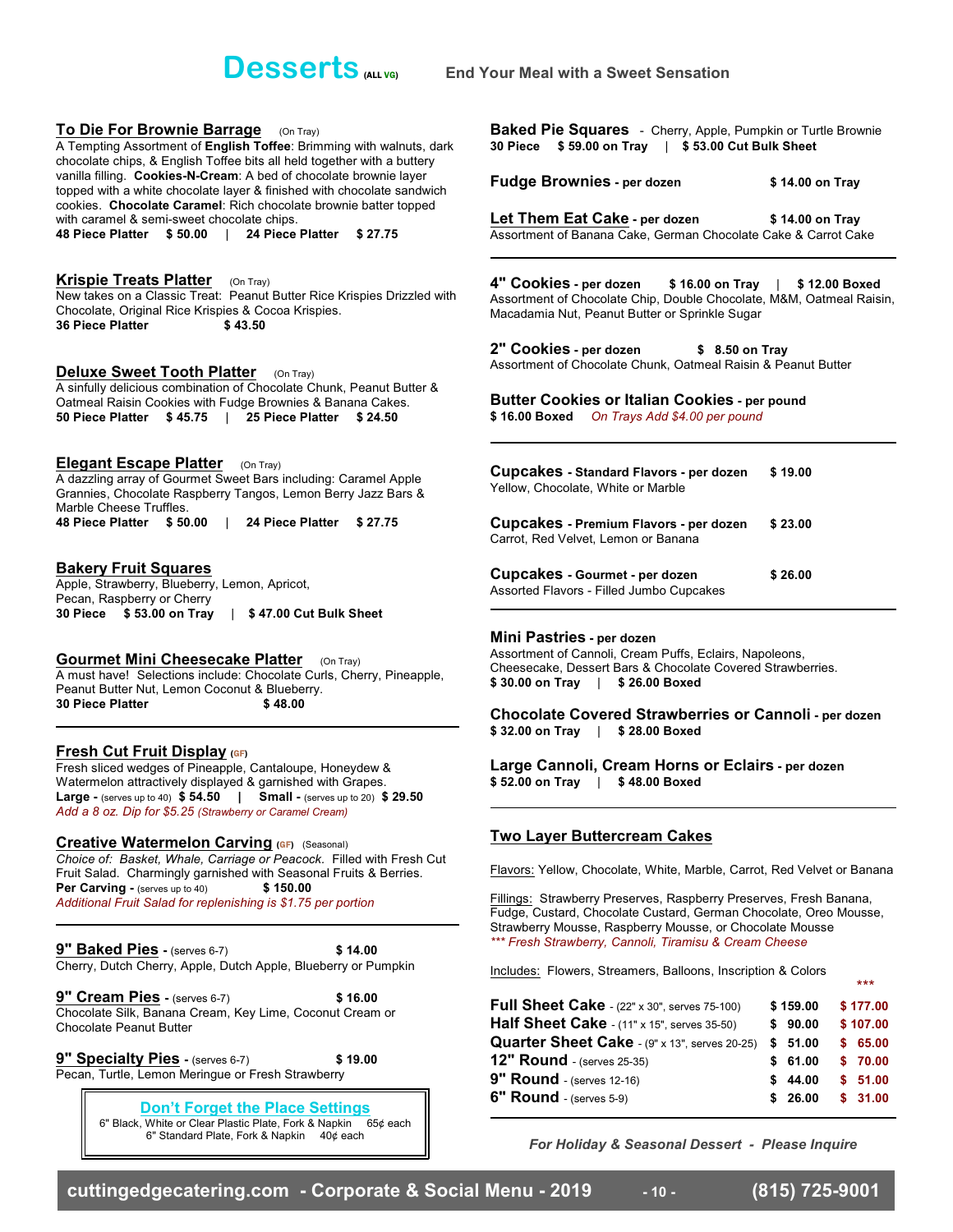# Desserts (ALL VG)

**End Your Meal with a Sweet Sensation**

## To Die For Brownie Barrage (On Tray)

A Tempting Assortment of **English Toffee**: Brimming with walnuts, dark chocolate chips, & English Toffee bits all held together with a buttery vanilla filling. **Cookies-N-Cream**: A bed of chocolate brownie layer topped with a white chocolate layer & finished with chocolate sandwich cookies. **Chocolate Caramel**: Rich chocolate brownie batter topped with caramel & semi-sweet chocolate chips.

**48 Piece Platter $ 50.00 | 24 Piece Platter $ 27.75**

## Krispie Treats Platter (On Tray)

New takes on a Classic Treat: Peanut Butter Rice Krispies Drizzled with Chocolate, Original Rice Krispies & Cocoa Krispies.

**36 Piece Platter $ 43.50**

## Deluxe Sweet Tooth Platter (On Tray)

A sinfully delicious combination of Chocolate Chunk, Peanut Butter & Oatmeal Raisin Cookies with Fudge Brownies & Banana Cakes.

**50 Piece Platter $ 45.75 | 25 Piece Platter $ 24.50**

## Elegant Escape Platter (On Tray)

A dazzling array of Gourmet Sweet Bars including: Caramel Apple Grannies, Chocolate Raspberry Tangos, Lemon Berry Jazz Bars & Marble Cheese Truffles.

**48 Piece Platter $ 50.00 | 24 Piece Platter $ 27.75**

## Bakery Fruit Squares

Apple, Strawberry, Blueberry, Lemon, Apricot, Pecan, Raspberry or Cherry

**30 Piece $ 53.00 on Tray | $ 47.00 Cut Bulk Sheet**

## Gourmet Mini Cheesecake Platter (On Tray)

A must have! Selections include: Chocolate Curls, Cherry, Pineapple, Peanut Butter Nut, Lemon Coconut & Blueberry.

**30 Piece Platter $ 48.00**

---

## Fresh Cut Fruit Display (GF)

Fresh sliced wedges of Pineapple, Cantaloupe, Honeydew & Watermelon attractively displayed & garnished with Grapes.

**Large -** (serves up to 40) **$ 54.50 | Small -** (serves up to 20) **$ 29.50**

*Add a 8 oz. Dip for $5.25 (Strawberry or Caramel Cream)*

## Creative Watermelon Carving (GF) (Seasonal)

*Choice of: Basket, Whale, Carriage or Peacock.* Filled with Fresh Cut Fruit Salad. Charmingly garnished with Seasonal Fruits & Berries.

**Per Carving -** (serves up to 40) **$ 150.00**

*Additional Fruit Salad for replenishing is $1.75 per portion*

---

## 9" Baked Pies - (serves 6-7) $ 14.00

Cherry, Dutch Cherry, Apple, Dutch Apple, Blueberry or Pumpkin

## 9" Cream Pies - (serves 6-7) $ 16.00

Chocolate Silk, Banana Cream, Key Lime, Coconut Cream or Chocolate Peanut Butter

## 9" Specialty Pies - (serves 6-7) $ 19.00

Pecan, Turtle, Lemon Meringue or Fresh Strawberry

### Don't Forget the Place Settings

6" Black, White or Clear Plastic Plate, Fork & Napkin 65¢ each
6" Standard Plate, Fork & Napkin 40¢ each

---

## Baked Pie Squares - Cherry, Apple, Pumpkin or Turtle Brownie

**30 Piece $ 59.00 on Tray | $ 53.00 Cut Bulk Sheet**

## Fudge Brownies - per dozen $ 14.00 on Tray

## Let Them Eat Cake - per dozen $ 14.00 on Tray

Assortment of Banana Cake, German Chocolate Cake & Carrot Cake

---

## 4" Cookies - per dozen $ 16.00 on Tray | $ 12.00 Boxed

Assortment of Chocolate Chip, Double Chocolate, M&M, Oatmeal Raisin, Macadamia Nut, Peanut Butter or Sprinkle Sugar

## 2" Cookies - per dozen $ 8.50 on Tray

Assortment of Chocolate Chunk, Oatmeal Raisin & Peanut Butter

## Butter Cookies or Italian Cookies - per pound

**$ 16.00 Boxed** *On Trays Add $4.00 per pound*

---

## Cupcakes - Standard Flavors - per dozen $ 19.00

Yellow, Chocolate, White or Marble

## Cupcakes - Premium Flavors - per dozen $ 23.00

Carrot, Red Velvet, Lemon or Banana

## Cupcakes - Gourmet - per dozen $ 26.00

Assorted Flavors - Filled Jumbo Cupcakes

---

## Mini Pastries - per dozen

Assortment of Cannoli, Cream Puffs, Eclairs, Napoleons, Cheesecake, Dessert Bars & Chocolate Covered Strawberries.

**$ 30.00 on Tray | $ 26.00 Boxed**

## Chocolate Covered Strawberries or Cannoli - per dozen

**$ 32.00 on Tray | $ 28.00 Boxed**

## Large Cannoli, Cream Horns or Eclairs - per dozen

**$ 52.00 on Tray | $ 48.00 Boxed**

---

## Two Layer Buttercream Cakes

Flavors: Yellow, Chocolate, White, Marble, Carrot, Red Velvet or Banana

Fillings: Strawberry Preserves, Raspberry Preserves, Fresh Banana, Fudge, Custard, Chocolate Custard, German Chocolate, Oreo Mousse, Strawberry Mousse, Raspberry Mousse, or Chocolate Mousse
*\*\*\* Fresh Strawberry, Cannoli, Tiramisu & Cream Cheese*

Includes: Flowers, Streamers, Balloons, Inscription & Colors

| | | *** |
|---|---|---|
| **Full Sheet Cake** - (22" x 30", serves 75-100) | $ 159.00 | $ 177.00 |
| **Half Sheet Cake** - (11" x 15", serves 35-50) | $ 90.00 | $ 107.00 |
| **Quarter Sheet Cake** - (9" x 13", serves 20-25) | $ 51.00 | $ 65.00 |
| **12" Round** - (serves 25-35) | $ 61.00 | $ 70.00 |
| **9" Round** - (serves 12-16) | $ 44.00 | $ 51.00 |
| **6" Round** - (serves 5-9) | $ 26.00 | $ 31.00 |

*For Holiday & Seasonal Dessert - Please Inquire*

cuttingedgecatering.com - Corporate & Social Menu - 2019 (815) 725-9001